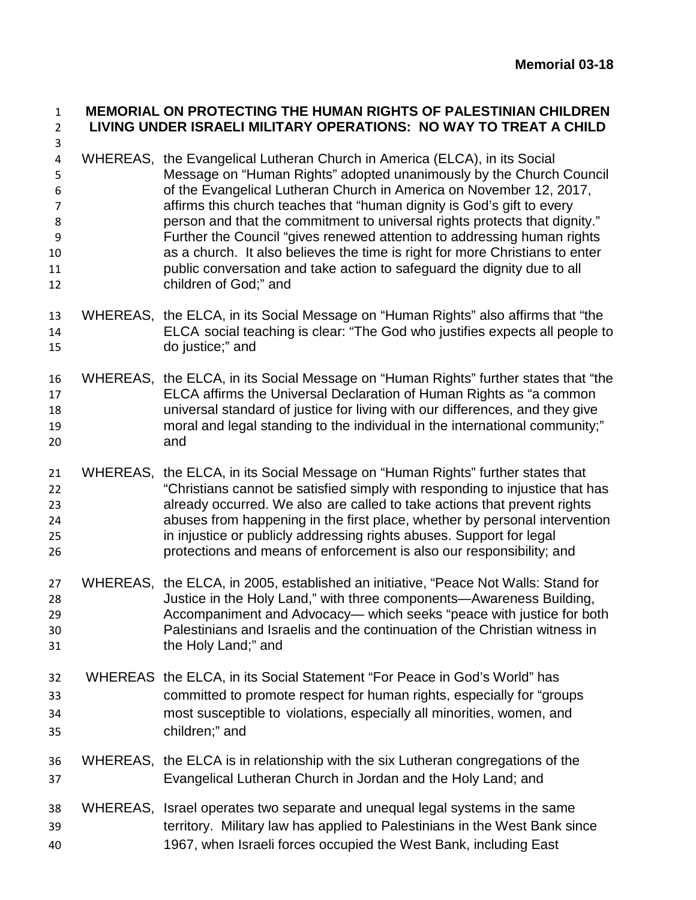**Memorial 03-18**

# MEMORIAL ON PROTECTING THE HUMAN RIGHTS OF PALESTINIAN CHILDREN LIVING UNDER ISRAELI MILITARY OPERATIONS: NO WAY TO TREAT A CHILD

WHEREAS, the Evangelical Lutheran Church in America (ELCA), in its Social Message on "Human Rights" adopted unanimously by the Church Council of the Evangelical Lutheran Church in America on November 12, 2017, affirms this church teaches that "human dignity is God's gift to every person and that the commitment to universal rights protects that dignity." Further the Council "gives renewed attention to addressing human rights as a church. It also believes the time is right for more Christians to enter public conversation and take action to safeguard the dignity due to all children of God;" and

WHEREAS, the ELCA, in its Social Message on "Human Rights" also affirms that "the ELCA social teaching is clear: "The God who justifies expects all people to do justice;" and

WHEREAS, the ELCA, in its Social Message on "Human Rights" further states that "the ELCA affirms the Universal Declaration of Human Rights as "a common universal standard of justice for living with our differences, and they give moral and legal standing to the individual in the international community;" and

WHEREAS, the ELCA, in its Social Message on "Human Rights" further states that "Christians cannot be satisfied simply with responding to injustice that has already occurred. We also are called to take actions that prevent rights abuses from happening in the first place, whether by personal intervention in injustice or publicly addressing rights abuses. Support for legal protections and means of enforcement is also our responsibility; and

WHEREAS, the ELCA, in 2005, established an initiative, "Peace Not Walls: Stand for Justice in the Holy Land," with three components—Awareness Building, Accompaniment and Advocacy— which seeks "peace with justice for both Palestinians and Israelis and the continuation of the Christian witness in the Holy Land;" and

WHEREAS the ELCA, in its Social Statement "For Peace in God's World" has committed to promote respect for human rights, especially for "groups most susceptible to violations, especially all minorities, women, and children;" and

WHEREAS, the ELCA is in relationship with the six Lutheran congregations of the Evangelical Lutheran Church in Jordan and the Holy Land; and

WHEREAS, Israel operates two separate and unequal legal systems in the same territory. Military law has applied to Palestinians in the West Bank since 1967, when Israeli forces occupied the West Bank, including East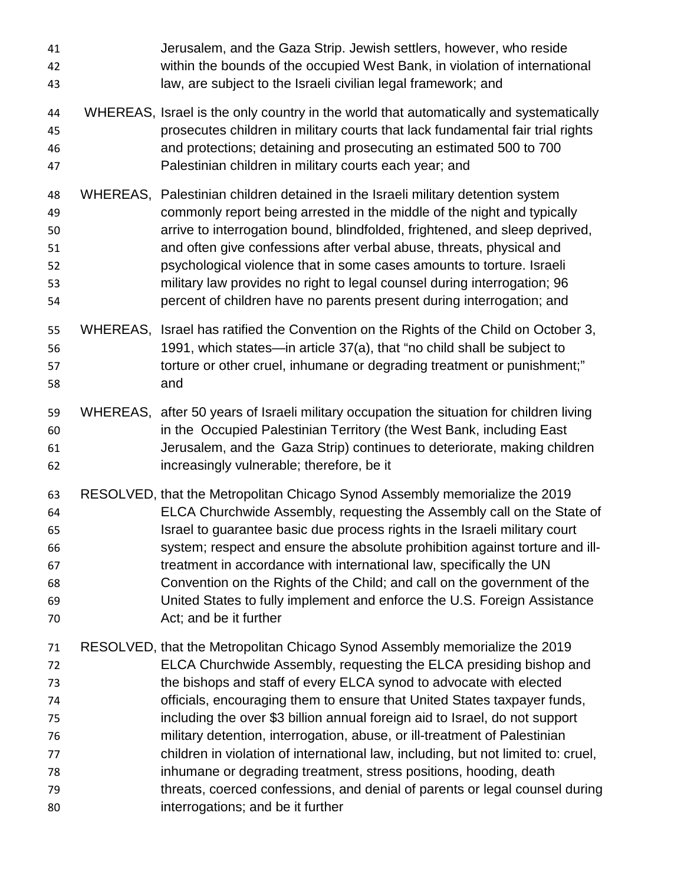Jerusalem, and the Gaza Strip. Jewish settlers, however, who reside within the bounds of the occupied West Bank, in violation of international law, are subject to the Israeli civilian legal framework; and

WHEREAS, Israel is the only country in the world that automatically and systematically prosecutes children in military courts that lack fundamental fair trial rights and protections; detaining and prosecuting an estimated 500 to 700 Palestinian children in military courts each year; and

WHEREAS, Palestinian children detained in the Israeli military detention system commonly report being arrested in the middle of the night and typically arrive to interrogation bound, blindfolded, frightened, and sleep deprived, and often give confessions after verbal abuse, threats, physical and psychological violence that in some cases amounts to torture. Israeli military law provides no right to legal counsel during interrogation; 96 percent of children have no parents present during interrogation; and

WHEREAS, Israel has ratified the Convention on the Rights of the Child on October 3, 1991, which states—in article 37(a), that "no child shall be subject to torture or other cruel, inhumane or degrading treatment or punishment;" and

WHEREAS, after 50 years of Israeli military occupation the situation for children living in the Occupied Palestinian Territory (the West Bank, including East Jerusalem, and the Gaza Strip) continues to deteriorate, making children increasingly vulnerable; therefore, be it

RESOLVED, that the Metropolitan Chicago Synod Assembly memorialize the 2019 ELCA Churchwide Assembly, requesting the Assembly call on the State of Israel to guarantee basic due process rights in the Israeli military court system; respect and ensure the absolute prohibition against torture and ill-treatment in accordance with international law, specifically the UN Convention on the Rights of the Child; and call on the government of the United States to fully implement and enforce the U.S. Foreign Assistance Act; and be it further

RESOLVED, that the Metropolitan Chicago Synod Assembly memorialize the 2019 ELCA Churchwide Assembly, requesting the ELCA presiding bishop and the bishops and staff of every ELCA synod to advocate with elected officials, encouraging them to ensure that United States taxpayer funds, including the over $3 billion annual foreign aid to Israel, do not support military detention, interrogation, abuse, or ill-treatment of Palestinian children in violation of international law, including, but not limited to: cruel, inhumane or degrading treatment, stress positions, hooding, death threats, coerced confessions, and denial of parents or legal counsel during interrogations; and be it further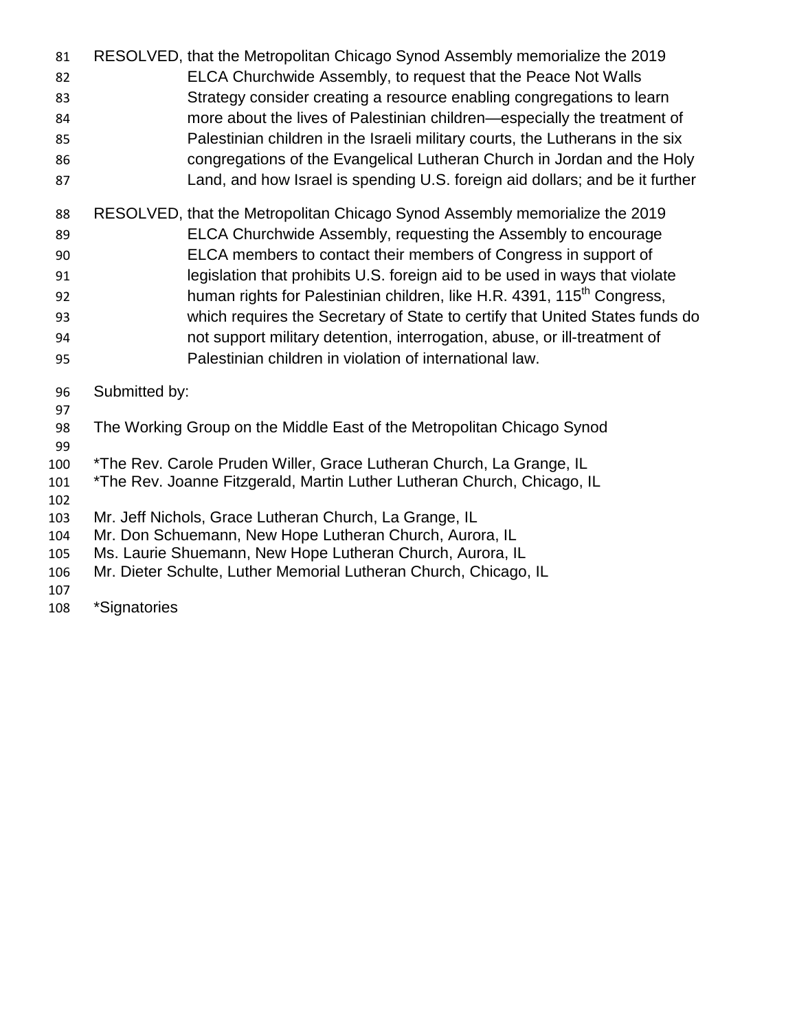RESOLVED, that the Metropolitan Chicago Synod Assembly memorialize the 2019 ELCA Churchwide Assembly, to request that the Peace Not Walls Strategy consider creating a resource enabling congregations to learn more about the lives of Palestinian children—especially the treatment of Palestinian children in the Israeli military courts, the Lutherans in the six congregations of the Evangelical Lutheran Church in Jordan and the Holy Land, and how Israel is spending U.S. foreign aid dollars; and be it further

RESOLVED, that the Metropolitan Chicago Synod Assembly memorialize the 2019 ELCA Churchwide Assembly, requesting the Assembly to encourage ELCA members to contact their members of Congress in support of legislation that prohibits U.S. foreign aid to be used in ways that violate human rights for Palestinian children, like H.R. 4391, 115th Congress, which requires the Secretary of State to certify that United States funds do not support military detention, interrogation, abuse, or ill-treatment of Palestinian children in violation of international law.

Submitted by:

The Working Group on the Middle East of the Metropolitan Chicago Synod

*The Rev. Carole Pruden Willer, Grace Lutheran Church, La Grange, IL
*The Rev. Joanne Fitzgerald, Martin Luther Lutheran Church, Chicago, IL

Mr. Jeff Nichols, Grace Lutheran Church, La Grange, IL
Mr. Don Schuemann, New Hope Lutheran Church, Aurora, IL
Ms. Laurie Shuemann, New Hope Lutheran Church, Aurora, IL
Mr. Dieter Schulte, Luther Memorial Lutheran Church, Chicago, IL

*Signatories